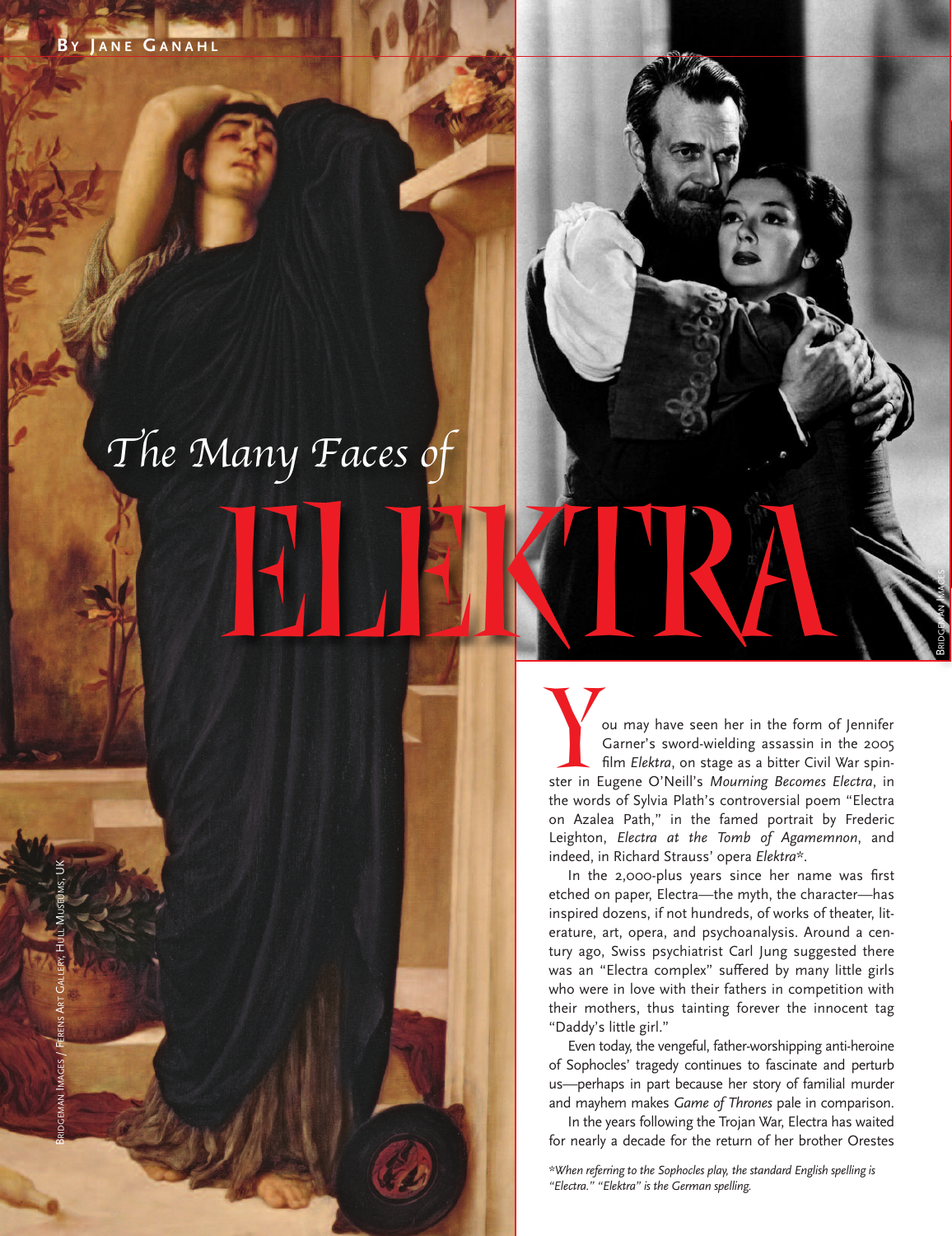By Jane Ganahl

# The Many Faces of ELEKTRA

You may have seen her in the form of Jennifer Garner's sword-wielding assassin in the 2005 film *Elektra*, on stage as a bitter Civil War spinster in Eugene O'Neill's *Mourning Becomes Electra*, in the words of Sylvia Plath's controversial poem "Electra on Azalea Path," in the famed portrait by Frederic Leighton, *Electra at the Tomb of Agamemnon*, and indeed, in Richard Strauss' opera *Elektra*\*.

In the 2,000-plus years since her name was first etched on paper, Electra—the myth, the character—has inspired dozens, if not hundreds, of works of theater, literature, art, opera, and psychoanalysis. Around a century ago, Swiss psychiatrist Carl Jung suggested there was an "Electra complex" suffered by many little girls who were in love with their fathers in competition with their mothers, thus tainting forever the innocent tag "Daddy's little girl."

Even today, the vengeful, father-worshipping anti-heroine of Sophocles' tragedy continues to fascinate and perturb us—perhaps in part because her story of familial murder and mayhem makes *Game of Thrones* pale in comparison.

In the years following the Trojan War, Electra has waited for nearly a decade for the return of her brother Orestes

*\*When referring to the Sophocles play, the standard English spelling is "Electra." "Elektra" is the German spelling.*

Bridgeman Images / Ferens Art Gallery, Hull Museums, UK

Bridgeman Images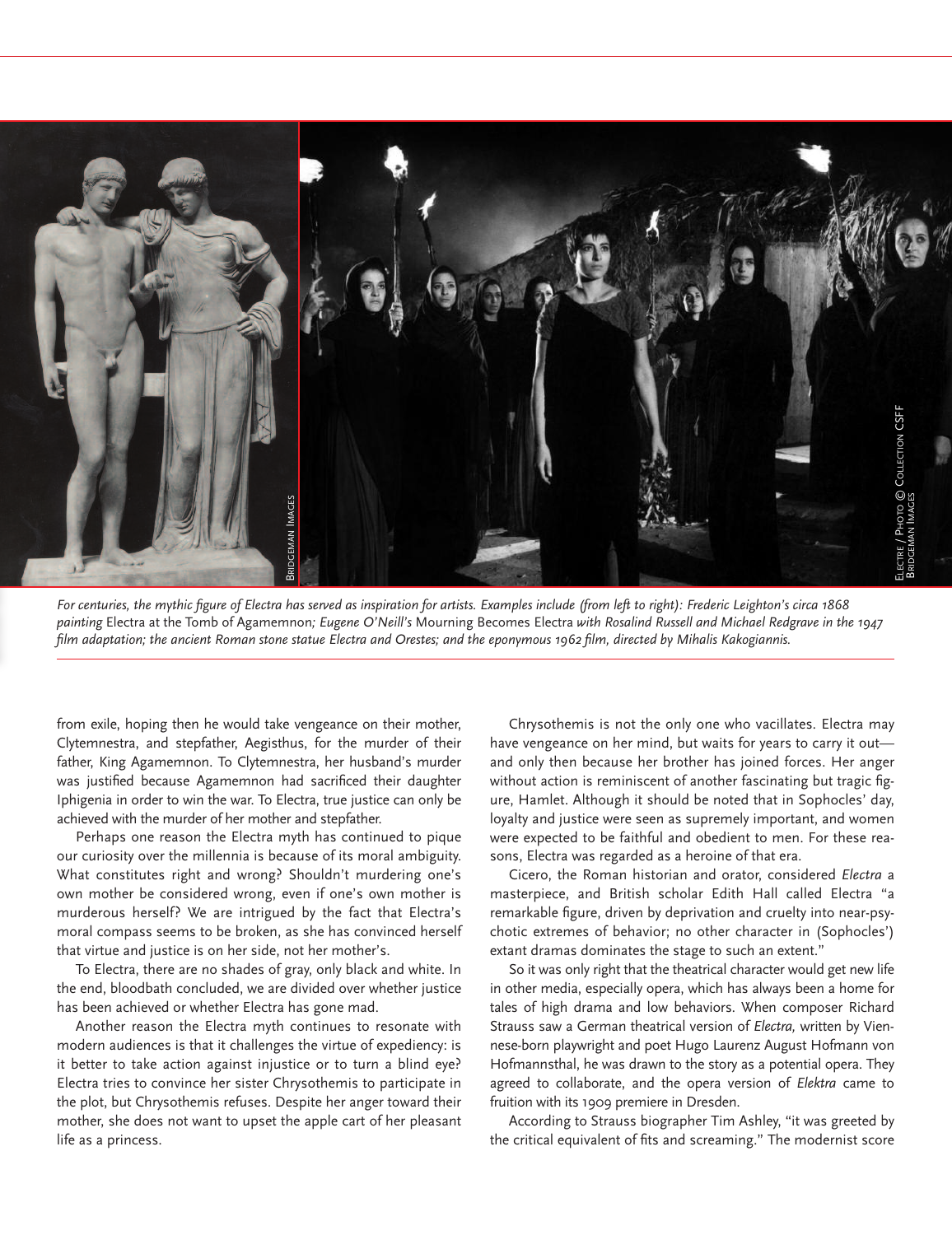*For centuries, the mythic figure of Electra has served as inspiration for artists. Examples include (from left to right): Frederic Leighton's circa 1868 painting* Electra at the Tomb of Agamemnon*; Eugene O'Neill's* Mourning Becomes Electra *with Rosalind Russell and Michael Redgrave in the 1947 film adaptation; the ancient Roman stone statue Electra and Orestes; and the eponymous 1962 film, directed by Mihalis Kakogiannis.*

from exile, hoping then he would take vengeance on their mother, Clytemnestra, and stepfather, Aegisthus, for the murder of their father, King Agamemnon. To Clytemnestra, her husband's murder was justified because Agamemnon had sacrificed their daughter Iphigenia in order to win the war. To Electra, true justice can only be achieved with the murder of her mother and stepfather.

Perhaps one reason the Electra myth has continued to pique our curiosity over the millennia is because of its moral ambiguity. What constitutes right and wrong? Shouldn't murdering one's own mother be considered wrong, even if one's own mother is murderous herself? We are intrigued by the fact that Electra's moral compass seems to be broken, as she has convinced herself that virtue and justice is on her side, not her mother's.

To Electra, there are no shades of gray, only black and white. In the end, bloodbath concluded, we are divided over whether justice has been achieved or whether Electra has gone mad.

Another reason the Electra myth continues to resonate with modern audiences is that it challenges the virtue of expediency: is it better to take action against injustice or to turn a blind eye? Electra tries to convince her sister Chrysothemis to participate in the plot, but Chrysothemis refuses. Despite her anger toward their mother, she does not want to upset the apple cart of her pleasant life as a princess.

Chrysothemis is not the only one who vacillates. Electra may have vengeance on her mind, but waits for years to carry it out—and only then because her brother has joined forces. Her anger without action is reminiscent of another fascinating but tragic figure, Hamlet. Although it should be noted that in Sophocles' day, loyalty and justice were seen as supremely important, and women were expected to be faithful and obedient to men. For these reasons, Electra was regarded as a heroine of that era.

Cicero, the Roman historian and orator, considered *Electra* a masterpiece, and British scholar Edith Hall called Electra "a remarkable figure, driven by deprivation and cruelty into near-psychotic extremes of behavior; no other character in (Sophocles') extant dramas dominates the stage to such an extent."

So it was only right that the theatrical character would get new life in other media, especially opera, which has always been a home for tales of high drama and low behaviors. When composer Richard Strauss saw a German theatrical version of *Electra,* written by Viennese-born playwright and poet Hugo Laurenz August Hofmann von Hofmannsthal, he was drawn to the story as a potential opera. They agreed to collaborate, and the opera version of *Elektra* came to fruition with its 1909 premiere in Dresden.

According to Strauss biographer Tim Ashley, "it was greeted by the critical equivalent of fits and screaming." The modernist score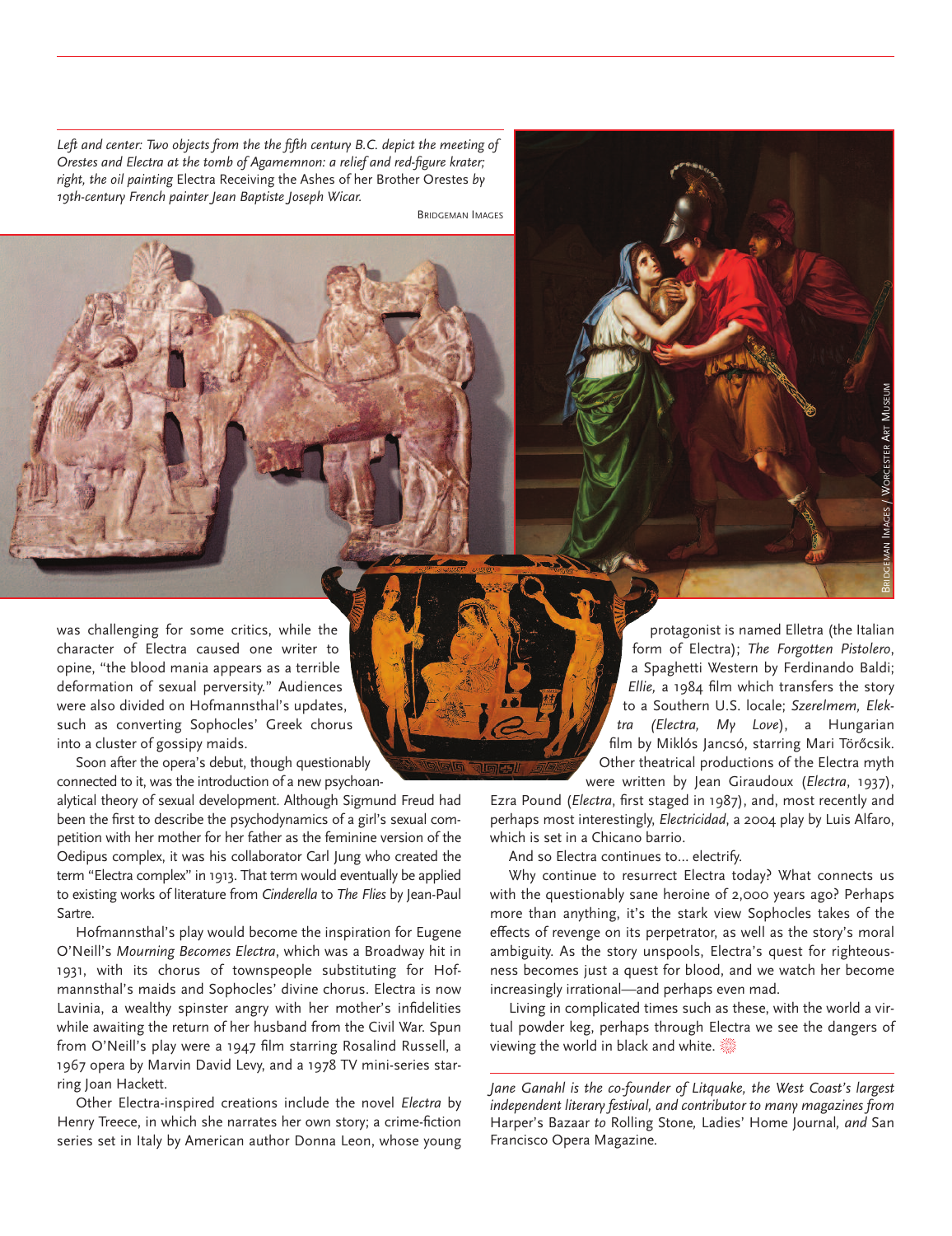*Left and center: Two objects from the the fifth century B.C. depict the meeting of Orestes and Electra at the tomb of Agamemnon: a relief and red-figure krater; right, the oil painting* Electra Receiving the Ashes of her Brother Orestes *by 19th-century French painter Jean Baptiste Joseph Wicar.*

Bridgeman Images

Bridgeman Images / Worcester Art Museum

was challenging for some critics, while the character of Electra caused one writer to opine, "the blood mania appears as a terrible deformation of sexual perversity." Audiences were also divided on Hofmannsthal's updates, such as converting Sophocles' Greek chorus into a cluster of gossipy maids.

Soon after the opera's debut, though questionably connected to it, was the introduction of a new psychoanalytical theory of sexual development. Although Sigmund Freud had been the first to describe the psychodynamics of a girl's sexual competition with her mother for her father as the feminine version of the Oedipus complex, it was his collaborator Carl Jung who created the term "Electra complex" in 1913. That term would eventually be applied to existing works of literature from *Cinderella* to *The Flies* by Jean-Paul Sartre.

Hofmannsthal's play would become the inspiration for Eugene O'Neill's *Mourning Becomes Electra*, which was a Broadway hit in 1931, with its chorus of townspeople substituting for Hofmannsthal's maids and Sophocles' divine chorus. Electra is now Lavinia, a wealthy spinster angry with her mother's infidelities while awaiting the return of her husband from the Civil War. Spun from O'Neill's play were a 1947 film starring Rosalind Russell, a 1967 opera by Marvin David Levy, and a 1978 TV mini-series starring Joan Hackett.

Other Electra-inspired creations include the novel *Electra* by Henry Treece, in which she narrates her own story; a crime-fiction series set in Italy by American author Donna Leon, whose young protagonist is named Elletra (the Italian form of Electra); *The Forgotten Pistolero*, a Spaghetti Western by Ferdinando Baldi; *Ellie,* a 1984 film which transfers the story to a Southern U.S. locale; *Szerelmem, Elektra (Electra, My Love)*, a Hungarian film by Miklós Jancsó, starring Mari Törőcsik. Other theatrical productions of the Electra myth were written by Jean Giraudoux (*Electra*, 1937), Ezra Pound (*Electra*, first staged in 1987), and, most recently and perhaps most interestingly, *Electricidad*, a 2004 play by Luis Alfaro, which is set in a Chicano barrio.

And so Electra continues to... electrify.

Why continue to resurrect Electra today? What connects us with the questionably sane heroine of 2,000 years ago? Perhaps more than anything, it's the stark view Sophocles takes of the effects of revenge on its perpetrator, as well as the story's moral ambiguity. As the story unspools, Electra's quest for righteousness becomes just a quest for blood, and we watch her become increasingly irrational—and perhaps even mad.

Living in complicated times such as these, with the world a virtual powder keg, perhaps through Electra we see the dangers of viewing the world in black and white.

*Jane Ganahl is the co-founder of Litquake, the West Coast's largest independent literary festival, and contributor to many magazines from* Harper's Bazaar *to* Rolling Stone, Ladies' Home Journal, *and* San Francisco Opera Magazine.